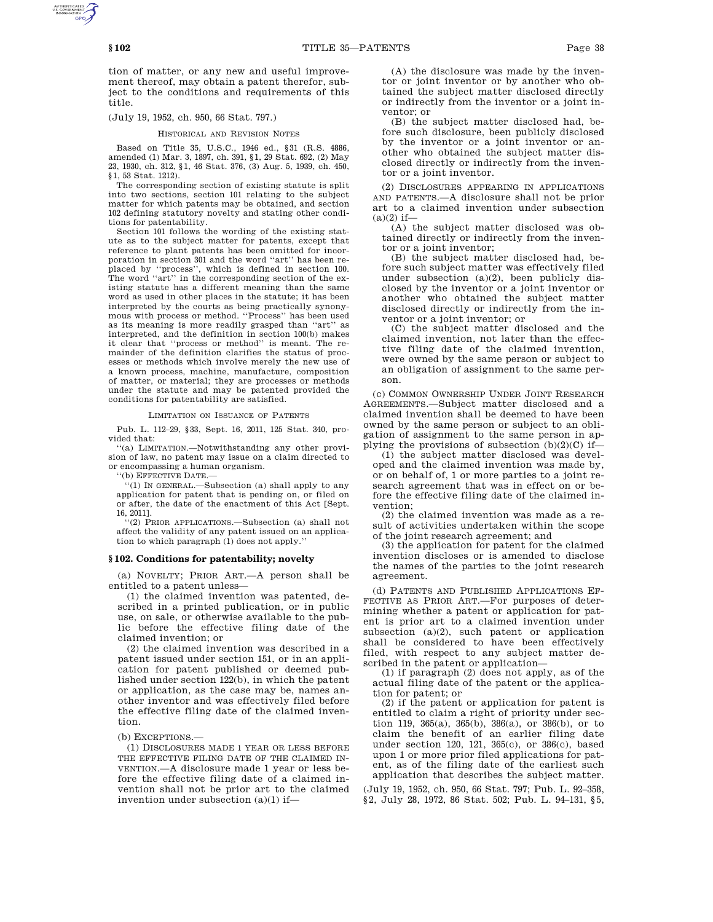tion of matter, or any new and useful improvement thereof, may obtain a patent therefor, subject to the conditions and requirements of this title.

(July 19, 1952, ch. 950, 66 Stat. 797.)

HISTORICAL AND REVISION NOTES

Based on Title 35, U.S.C., 1946 ed., §31 (R.S. 4886, amended (1) Mar. 3, 1897, ch. 391, §1, 29 Stat. 692, (2) May 23, 1930, ch. 312, §1, 46 Stat. 376, (3) Aug. 5, 1939, ch. 450, §1, 53 Stat. 1212).

The corresponding section of existing statute is split into two sections, section 101 relating to the subject matter for which patents may be obtained, and section 102 defining statutory novelty and stating other conditions for patentability.

Section 101 follows the wording of the existing statute as to the subject matter for patents, except that reference to plant patents has been omitted for incorporation in section 301 and the word ''art'' has been replaced by ''process'', which is defined in section 100. The word ''art'' in the corresponding section of the existing statute has a different meaning than the same word as used in other places in the statute; it has been interpreted by the courts as being practically synonymous with process or method. ''Process'' has been used as its meaning is more readily grasped than ''art'' as interpreted, and the definition in section 100(b) makes it clear that ''process or method'' is meant. The remainder of the definition clarifies the status of processes or methods which involve merely the new use of a known process, machine, manufacture, composition of matter, or material; they are processes or methods under the statute and may be patented provided the conditions for patentability are satisfied.

LIMITATION ON ISSUANCE OF PATENTS

Pub. L. 112–29, §33, Sept. 16, 2011, 125 Stat. 340, provided that:

''(a) LIMITATION.—Notwithstanding any other provision of law, no patent may issue on a claim directed to or encompassing a human organism.

''(b) EFFECTIVE DATE.—

''(1) IN GENERAL.—Subsection (a) shall apply to any application for patent that is pending on, or filed on or after, the date of the enactment of this Act [Sept. 16, 2011].

''(2) PRIOR APPLICATIONS.—Subsection (a) shall not affect the validity of any patent issued on an application to which paragraph (1) does not apply.''

## §102. Conditions for patentability; novelty

(a) NOVELTY; PRIOR ART.—A person shall be entitled to a patent unless—

(1) the claimed invention was patented, described in a printed publication, or in public use, on sale, or otherwise available to the public before the effective filing date of the claimed invention; or

(2) the claimed invention was described in a patent issued under section 151, or in an application for patent published or deemed published under section 122(b), in which the patent or application, as the case may be, names another inventor and was effectively filed before the effective filing date of the claimed invention.

(b) EXCEPTIONS.—

(1) DISCLOSURES MADE 1 YEAR OR LESS BEFORE THE EFFECTIVE FILING DATE OF THE CLAIMED INVENTION.—A disclosure made 1 year or less before the effective filing date of a claimed invention shall not be prior art to the claimed invention under subsection (a)(1) if—

(A) the disclosure was made by the inventor or joint inventor or by another who obtained the subject matter disclosed directly or indirectly from the inventor or a joint inventor; or

(B) the subject matter disclosed had, before such disclosure, been publicly disclosed by the inventor or a joint inventor or another who obtained the subject matter disclosed directly or indirectly from the inventor or a joint inventor.

(2) DISCLOSURES APPEARING IN APPLICATIONS AND PATENTS.—A disclosure shall not be prior art to a claimed invention under subsection (a)(2) if—

(A) the subject matter disclosed was obtained directly or indirectly from the inventor or a joint inventor;

(B) the subject matter disclosed had, before such subject matter was effectively filed under subsection (a)(2), been publicly disclosed by the inventor or a joint inventor or another who obtained the subject matter disclosed directly or indirectly from the inventor or a joint inventor; or

(C) the subject matter disclosed and the claimed invention, not later than the effective filing date of the claimed invention, were owned by the same person or subject to an obligation of assignment to the same person.

(c) COMMON OWNERSHIP UNDER JOINT RESEARCH AGREEMENTS.—Subject matter disclosed and a claimed invention shall be deemed to have been owned by the same person or subject to an obligation of assignment to the same person in applying the provisions of subsection (b)(2)(C) if—

(1) the subject matter disclosed was developed and the claimed invention was made by, or on behalf of, 1 or more parties to a joint research agreement that was in effect on or before the effective filing date of the claimed invention;

(2) the claimed invention was made as a result of activities undertaken within the scope of the joint research agreement; and

(3) the application for patent for the claimed invention discloses or is amended to disclose the names of the parties to the joint research agreement.

(d) PATENTS AND PUBLISHED APPLICATIONS EFFECTIVE AS PRIOR ART.—For purposes of determining whether a patent or application for patent is prior art to a claimed invention under subsection (a)(2), such patent or application shall be considered to have been effectively filed, with respect to any subject matter described in the patent or application—

(1) if paragraph (2) does not apply, as of the actual filing date of the patent or the application for patent; or

(2) if the patent or application for patent is entitled to claim a right of priority under section 119, 365(a), 365(b), 386(a), or 386(b), or to claim the benefit of an earlier filing date under section 120, 121, 365(c), or 386(c), based upon 1 or more prior filed applications for patent, as of the filing date of the earliest such application that describes the subject matter.

(July 19, 1952, ch. 950, 66 Stat. 797; Pub. L. 92–358, §2, July 28, 1972, 86 Stat. 502; Pub. L. 94–131, §5,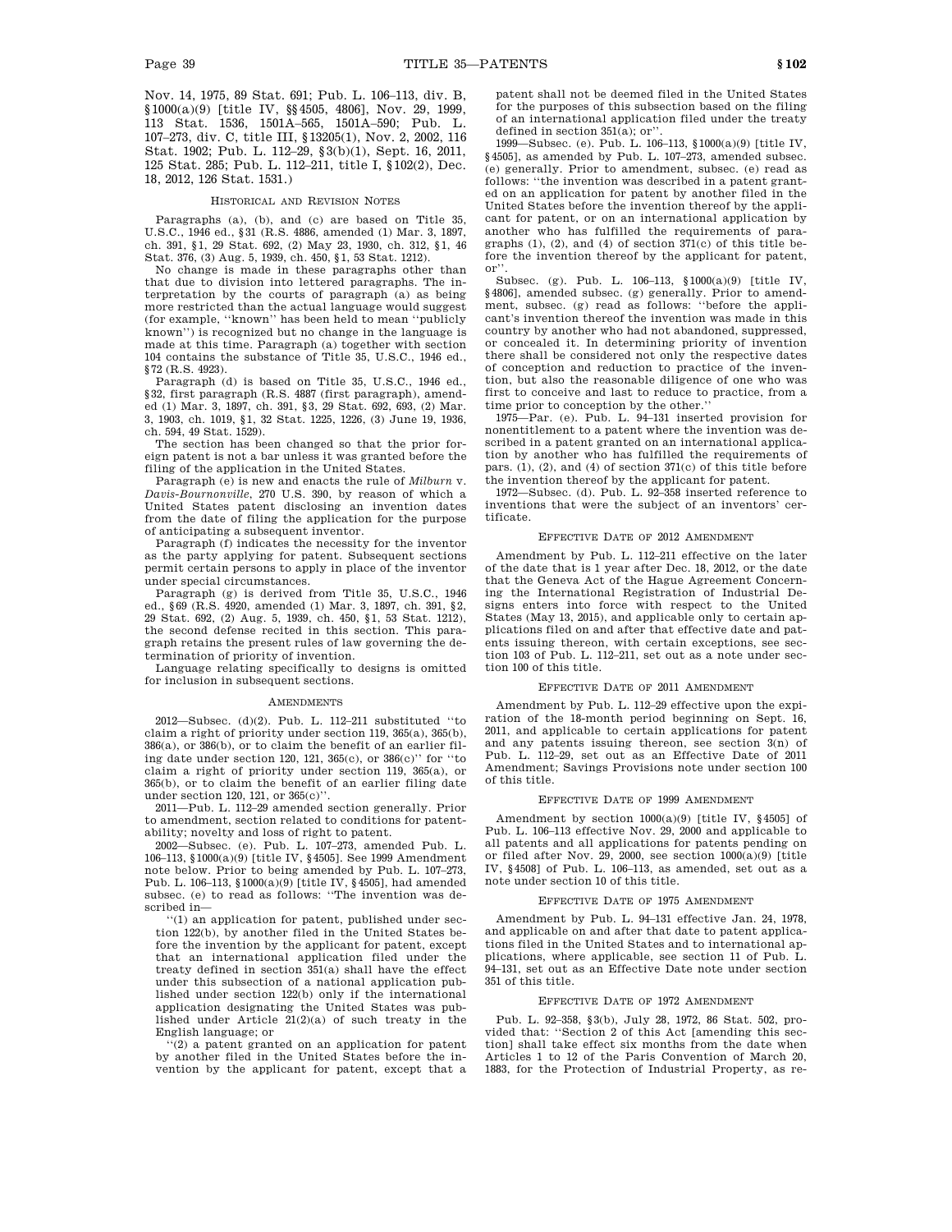Nov. 14, 1975, 89 Stat. 691; Pub. L. 106–113, div. B, §1000(a)(9) [title IV, §§4505, 4806], Nov. 29, 1999, 113 Stat. 1536, 1501A–565, 1501A–590; Pub. L. 107–273, div. C, title III, §13205(1), Nov. 2, 2002, 116 Stat. 1902; Pub. L. 112–29, §3(b)(1), Sept. 16, 2011, 125 Stat. 285; Pub. L. 112–211, title I, §102(2), Dec. 18, 2012, 126 Stat. 1531.)

### HISTORICAL AND REVISION NOTES

Paragraphs (a), (b), and (c) are based on Title 35, U.S.C., 1946 ed., §31 (R.S. 4886, amended (1) Mar. 3, 1897, ch. 391, §1, 29 Stat. 692, (2) May 23, 1930, ch. 312, §1, 46 Stat. 376, (3) Aug. 5, 1939, ch. 450, §1, 53 Stat. 1212).

No change is made in these paragraphs other than that due to division into lettered paragraphs. The interpretation by the courts of paragraph (a) as being more restricted than the actual language would suggest (for example, "known" has been held to mean "publicly known") is recognized but no change in the language is made at this time. Paragraph (a) together with section 104 contains the substance of Title 35, U.S.C., 1946 ed., §72 (R.S. 4923).

Paragraph (d) is based on Title 35, U.S.C., 1946 ed., §32, first paragraph (R.S. 4887 (first paragraph), amended (1) Mar. 3, 1897, ch. 391, §3, 29 Stat. 692, 693, (2) Mar. 3, 1903, ch. 1019, §1, 32 Stat. 1225, 1226, (3) June 19, 1936, ch. 594, 49 Stat. 1529).

The section has been changed so that the prior foreign patent is not a bar unless it was granted before the filing of the application in the United States.

Paragraph (e) is new and enacts the rule of *Milburn* v. *Davis-Bournonville*, 270 U.S. 390, by reason of which a United States patent disclosing an invention dates from the date of filing the application for the purpose of anticipating a subsequent inventor.

Paragraph (f) indicates the necessity for the inventor as the party applying for patent. Subsequent sections permit certain persons to apply in place of the inventor under special circumstances.

Paragraph (g) is derived from Title 35, U.S.C., 1946 ed., §69 (R.S. 4920, amended (1) Mar. 3, 1897, ch. 391, §2, 29 Stat. 692, (2) Aug. 5, 1939, ch. 450, §1, 53 Stat. 1212), the second defense recited in this section. This paragraph retains the present rules of law governing the determination of priority of invention.

Language relating specifically to designs is omitted for inclusion in subsequent sections.

### AMENDMENTS

2012—Subsec. (d)(2). Pub. L. 112–211 substituted "to claim a right of priority under section 119, 365(a), 365(b), 386(a), or 386(b), or to claim the benefit of an earlier filing date under section 120, 121, 365(c), or 386(c)" for "to claim a right of priority under section 119, 365(a), or 365(b), or to claim the benefit of an earlier filing date under section 120, 121, or 365(c)".

2011—Pub. L. 112–29 amended section generally. Prior to amendment, section related to conditions for patentability; novelty and loss of right to patent.

2002—Subsec. (e). Pub. L. 107–273, amended Pub. L. 106–113, §1000(a)(9) [title IV, §4505]. See 1999 Amendment note below. Prior to being amended by Pub. L. 107–273, Pub. L. 106–113, §1000(a)(9) [title IV, §4505], had amended subsec. (e) to read as follows: "The invention was described in—

"(1) an application for patent, published under section 122(b), by another filed in the United States before the invention by the applicant for patent, except that an international application filed under the treaty defined in section 351(a) shall have the effect under this subsection of a national application published under section 122(b) only if the international application designating the United States was published under Article 21(2)(a) of such treaty in the English language; or

"(2) a patent granted on an application for patent by another filed in the United States before the invention by the applicant for patent, except that a patent shall not be deemed filed in the United States for the purposes of this subsection based on the filing of an international application filed under the treaty defined in section 351(a); or".

1999—Subsec. (e). Pub. L. 106–113, §1000(a)(9) [title IV, §4505], as amended by Pub. L. 107–273, amended subsec. (e) generally. Prior to amendment, subsec. (e) read as follows: "the invention was described in a patent granted on an application for patent by another filed in the United States before the invention thereof by the applicant for patent, or on an international application by another who has fulfilled the requirements of paragraphs (1), (2), and (4) of section 371(c) of this title before the invention thereof by the applicant for patent, or".

Subsec. (g). Pub. L. 106–113, §1000(a)(9) [title IV, §4806], amended subsec. (g) generally. Prior to amendment, subsec. (g) read as follows: "before the applicant's invention thereof the invention was made in this country by another who had not abandoned, suppressed, or concealed it. In determining priority of invention there shall be considered not only the respective dates of conception and reduction to practice of the invention, but also the reasonable diligence of one who was first to conceive and last to reduce to practice, from a time prior to conception by the other."

1975—Par. (e). Pub. L. 94–131 inserted provision for nonentitlement to a patent where the invention was described in a patent granted on an international application by another who has fulfilled the requirements of pars. (1), (2), and (4) of section 371(c) of this title before the invention thereof by the applicant for patent.

1972—Subsec. (d). Pub. L. 92–358 inserted reference to inventions that were the subject of an inventors' certificate.

### EFFECTIVE DATE OF 2012 AMENDMENT

Amendment by Pub. L. 112–211 effective on the later of the date that is 1 year after Dec. 18, 2012, or the date that the Geneva Act of the Hague Agreement Concerning the International Registration of Industrial Designs enters into force with respect to the United States (May 13, 2015), and applicable only to certain applications filed on and after that effective date and patents issuing thereon, with certain exceptions, see section 103 of Pub. L. 112–211, set out as a note under section 100 of this title.

### EFFECTIVE DATE OF 2011 AMENDMENT

Amendment by Pub. L. 112–29 effective upon the expiration of the 18-month period beginning on Sept. 16, 2011, and applicable to certain applications for patent and any patents issuing thereon, see section 3(n) of Pub. L. 112–29, set out as an Effective Date of 2011 Amendment; Savings Provisions note under section 100 of this title.

### EFFECTIVE DATE OF 1999 AMENDMENT

Amendment by section 1000(a)(9) [title IV, §4505] of Pub. L. 106–113 effective Nov. 29, 2000 and applicable to all patents and all applications for patents pending on or filed after Nov. 29, 2000, see section 1000(a)(9) [title IV, §4508] of Pub. L. 106–113, as amended, set out as a note under section 10 of this title.

### EFFECTIVE DATE OF 1975 AMENDMENT

Amendment by Pub. L. 94–131 effective Jan. 24, 1978, and applicable on and after that date to patent applications filed in the United States and to international applications, where applicable, see section 11 of Pub. L. 94–131, set out as an Effective Date note under section 351 of this title.

### EFFECTIVE DATE OF 1972 AMENDMENT

Pub. L. 92–358, §3(b), July 28, 1972, 86 Stat. 502, provided that: "Section 2 of this Act [amending this section] shall take effect six months from the date when Articles 1 to 12 of the Paris Convention of March 20, 1883, for the Protection of Industrial Property, as re-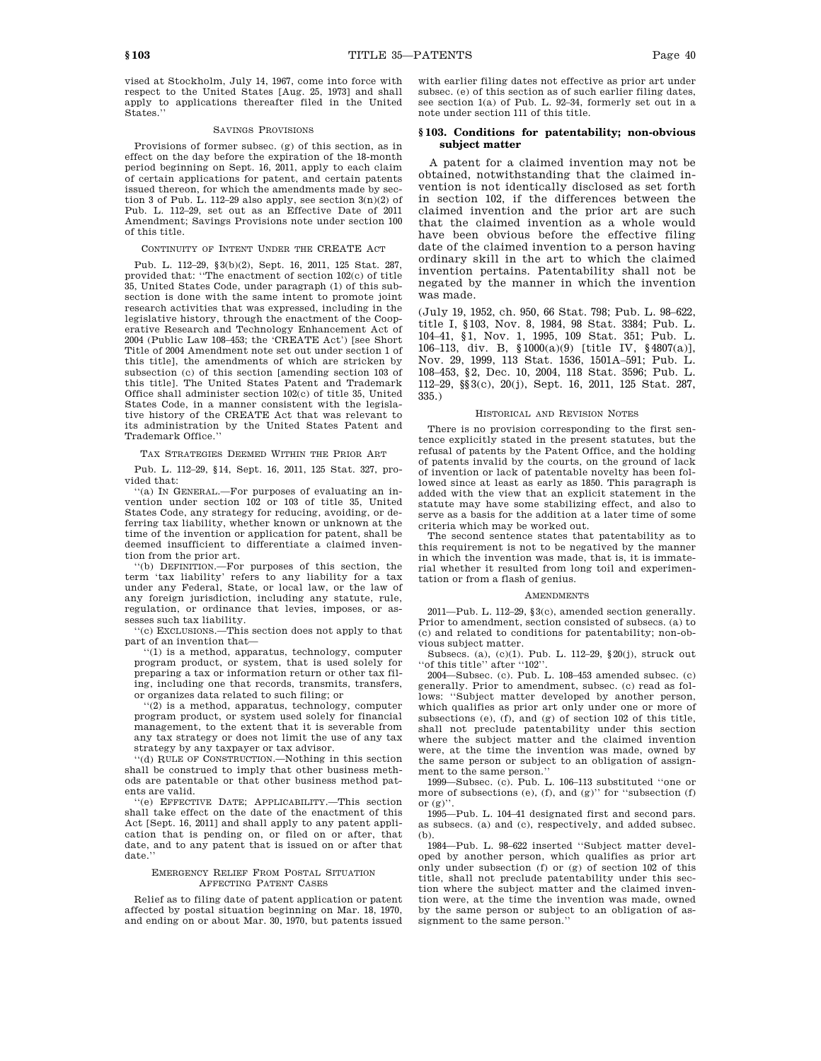vised at Stockholm, July 14, 1967, come into force with respect to the United States [Aug. 25, 1973] and shall apply to applications thereafter filed in the United States.''

SAVINGS PROVISIONS

Provisions of former subsec. (g) of this section, as in effect on the day before the expiration of the 18-month period beginning on Sept. 16, 2011, apply to each claim of certain applications for patent, and certain patents issued thereon, for which the amendments made by section 3 of Pub. L. 112–29 also apply, see section 3(n)(2) of Pub. L. 112–29, set out as an Effective Date of 2011 Amendment; Savings Provisions note under section 100 of this title.

CONTINUITY OF INTENT UNDER THE CREATE ACT

Pub. L. 112–29, §3(b)(2), Sept. 16, 2011, 125 Stat. 287, provided that: ''The enactment of section 102(c) of title 35, United States Code, under paragraph (1) of this subsection is done with the same intent to promote joint research activities that was expressed, including in the legislative history, through the enactment of the Cooperative Research and Technology Enhancement Act of 2004 (Public Law 108–453; the 'CREATE Act') [see Short Title of 2004 Amendment note set out under section 1 of this title], the amendments of which are stricken by subsection (c) of this section [amending section 103 of this title]. The United States Patent and Trademark Office shall administer section 102(c) of title 35, United States Code, in a manner consistent with the legislative history of the CREATE Act that was relevant to its administration by the United States Patent and Trademark Office.''

TAX STRATEGIES DEEMED WITHIN THE PRIOR ART

Pub. L. 112–29, §14, Sept. 16, 2011, 125 Stat. 327, provided that:

''(a) IN GENERAL.—For purposes of evaluating an invention under section 102 or 103 of title 35, United States Code, any strategy for reducing, avoiding, or deferring tax liability, whether known or unknown at the time of the invention or application for patent, shall be deemed insufficient to differentiate a claimed invention from the prior art.

''(b) DEFINITION.—For purposes of this section, the term 'tax liability' refers to any liability for a tax under any Federal, State, or local law, or the law of any foreign jurisdiction, including any statute, rule, regulation, or ordinance that levies, imposes, or assesses such tax liability.

''(c) EXCLUSIONS.—This section does not apply to that part of an invention that—

''(1) is a method, apparatus, technology, computer program product, or system, that is used solely for preparing a tax or information return or other tax filing, including one that records, transmits, transfers, or organizes data related to such filing; or

''(2) is a method, apparatus, technology, computer program product, or system used solely for financial management, to the extent that it is severable from any tax strategy or does not limit the use of any tax strategy by any taxpayer or tax advisor.

''(d) RULE OF CONSTRUCTION.—Nothing in this section shall be construed to imply that other business methods are patentable or that other business method patents are valid.

''(e) EFFECTIVE DATE; APPLICABILITY.—This section shall take effect on the date of the enactment of this Act [Sept. 16, 2011] and shall apply to any patent application that is pending on, or filed on or after, that date, and to any patent that is issued on or after that date.''

EMERGENCY RELIEF FROM POSTAL SITUATION AFFECTING PATENT CASES

Relief as to filing date of patent application or patent affected by postal situation beginning on Mar. 18, 1970, and ending on or about Mar. 30, 1970, but patents issued with earlier filing dates not effective as prior art under subsec. (e) of this section as of such earlier filing dates, see section 1(a) of Pub. L. 92–34, formerly set out in a note under section 111 of this title.

## §103. Conditions for patentability; non-obvious subject matter

A patent for a claimed invention may not be obtained, notwithstanding that the claimed invention is not identically disclosed as set forth in section 102, if the differences between the claimed invention and the prior art are such that the claimed invention as a whole would have been obvious before the effective filing date of the claimed invention to a person having ordinary skill in the art to which the claimed invention pertains. Patentability shall not be negated by the manner in which the invention was made.

(July 19, 1952, ch. 950, 66 Stat. 798; Pub. L. 98–622, title I, §103, Nov. 8, 1984, 98 Stat. 3384; Pub. L. 104–41, §1, Nov. 1, 1995, 109 Stat. 351; Pub. L. 106–113, div. B, §1000(a)(9) [title IV, §4807(a)], Nov. 29, 1999, 113 Stat. 1536, 1501A–591; Pub. L. 108–453, §2, Dec. 10, 2004, 118 Stat. 3596; Pub. L. 112–29, §§3(c), 20(j), Sept. 16, 2011, 125 Stat. 287, 335.)

HISTORICAL AND REVISION NOTES

There is no provision corresponding to the first sentence explicitly stated in the present statutes, but the refusal of patents by the Patent Office, and the holding of patents invalid by the courts, on the ground of lack of invention or lack of patentable novelty has been followed since at least as early as 1850. This paragraph is added with the view that an explicit statement in the statute may have some stabilizing effect, and also to serve as a basis for the addition at a later time of some criteria which may be worked out.

The second sentence states that patentability as to this requirement is not to be negatived by the manner in which the invention was made, that is, it is immaterial whether it resulted from long toil and experimentation or from a flash of genius.

AMENDMENTS

2011—Pub. L. 112–29, §3(c), amended section generally. Prior to amendment, section consisted of subsecs. (a) to (c) and related to conditions for patentability; non-obvious subject matter.

Subsecs. (a), (c)(1). Pub. L. 112–29, §20(j), struck out ''of this title'' after ''102''.

2004—Subsec. (c). Pub. L. 108–453 amended subsec. (c) generally. Prior to amendment, subsec. (c) read as follows: ''Subject matter developed by another person, which qualifies as prior art only under one or more of subsections (e), (f), and (g) of section 102 of this title, shall not preclude patentability under this section where the subject matter and the claimed invention were, at the time the invention was made, owned by the same person or subject to an obligation of assignment to the same person.''

1999—Subsec. (c). Pub. L. 106–113 substituted ''one or more of subsections (e), (f), and (g)'' for ''subsection (f) or (g)''.

1995—Pub. L. 104–41 designated first and second pars. as subsecs. (a) and (c), respectively, and added subsec. (b).

1984—Pub. L. 98–622 inserted ''Subject matter developed by another person, which qualifies as prior art only under subsection (f) or (g) of section 102 of this title, shall not preclude patentability under this section where the subject matter and the claimed invention were, at the time the invention was made, owned by the same person or subject to an obligation of assignment to the same person.''